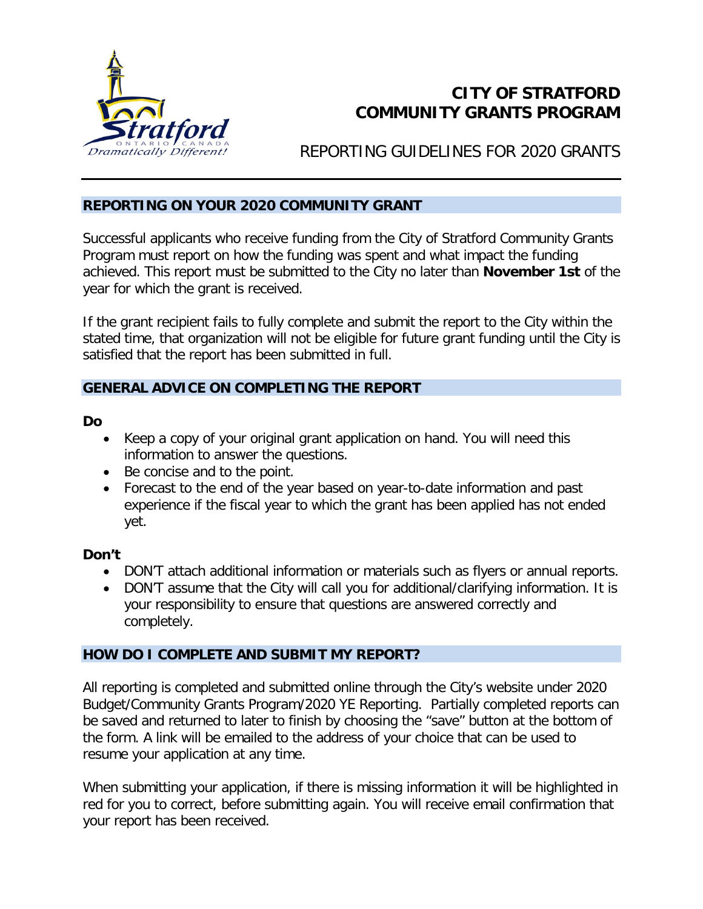# CITY OF STRATFORD COMMUNITY GRANTS PROGRAM

REPORTING GUIDELINES FOR 2020 GRANTS

## REPORTING ON YOUR 2020 COMMUNITY GRANT

Successful applicants who receive funding from the City of Stratford Community Grants Program must report on how the funding was spent and what impact the funding achieved. This report must be submitted to the City no later than **November 1st** of the year for which the grant is received.

If the grant recipient fails to fully complete and submit the report to the City within the stated time, that organization will not be eligible for future grant funding until the City is satisfied that the report has been submitted in full.

## GENERAL ADVICE ON COMPLETING THE REPORT

**Do**

- Keep a copy of your original grant application on hand. You will need this information to answer the questions.
- Be concise and to the point.
- Forecast to the end of the year based on year-to-date information and past experience if the fiscal year to which the grant has been applied has not ended yet.

**Don't**

- DON'T attach additional information or materials such as flyers or annual reports.
- DON'T assume that the City will call you for additional/clarifying information. It is your responsibility to ensure that questions are answered correctly and completely.

## HOW DO I COMPLETE AND SUBMIT MY REPORT?

All reporting is completed and submitted online through the City's website under 2020 Budget/Community Grants Program/2020 YE Reporting. Partially completed reports can be saved and returned to later to finish by choosing the "save" button at the bottom of the form. A link will be emailed to the address of your choice that can be used to resume your application at any time.

When submitting your application, if there is missing information it will be highlighted in red for you to correct, before submitting again. You will receive email confirmation that your report has been received.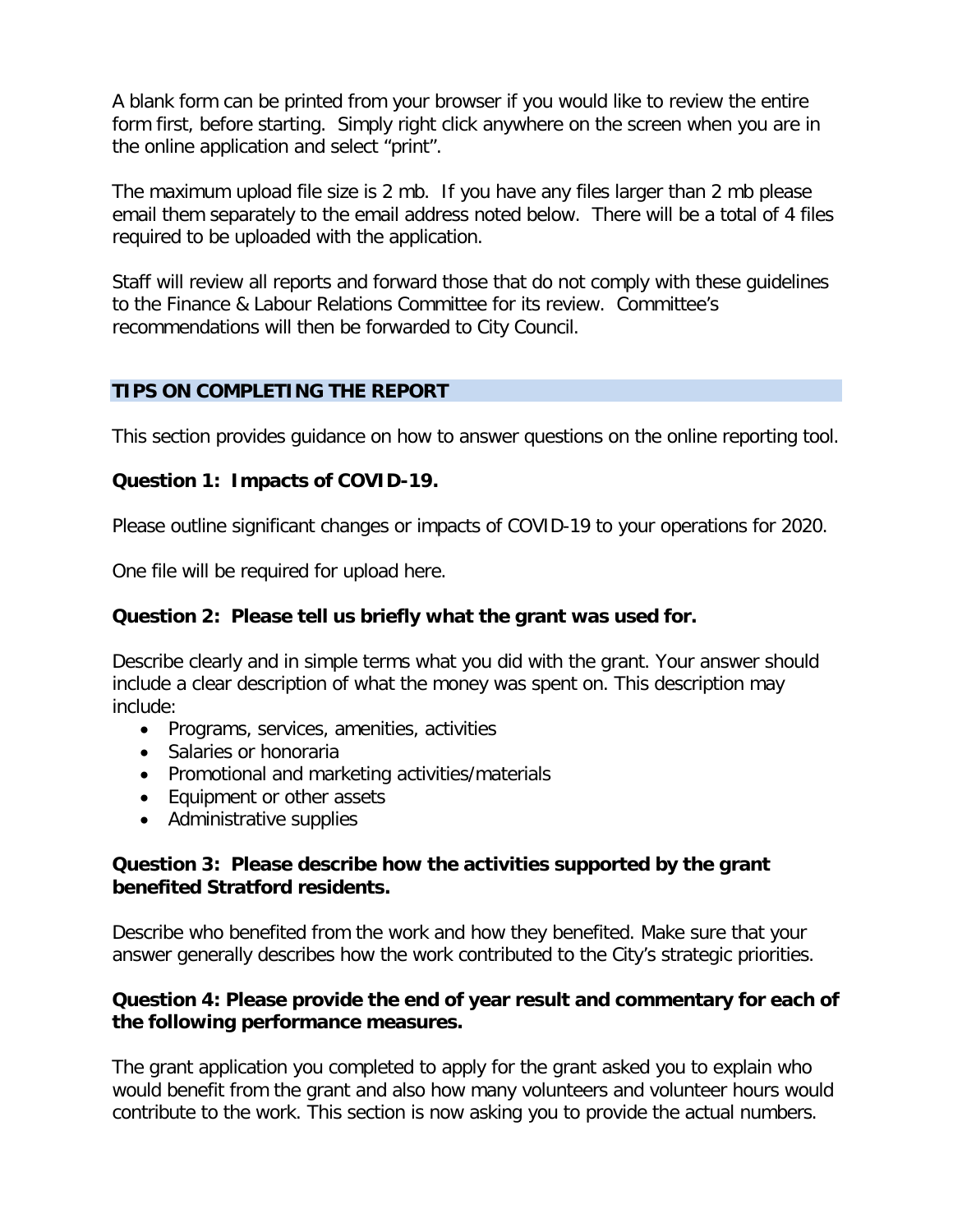A blank form can be printed from your browser if you would like to review the entire form first, before starting. Simply right click anywhere on the screen when you are in the online application and select "print".

The maximum upload file size is 2 mb. If you have any files larger than 2 mb please email them separately to the email address noted below. There will be a total of 4 files required to be uploaded with the application.

Staff will review all reports and forward those that do not comply with these guidelines to the Finance & Labour Relations Committee for its review. Committee's recommendations will then be forwarded to City Council.

## TIPS ON COMPLETING THE REPORT

This section provides guidance on how to answer questions on the online reporting tool.

### Question 1: Impacts of COVID-19.

Please outline significant changes or impacts of COVID-19 to your operations for 2020.

One file will be required for upload here.

### Question 2: Please tell us briefly what the grant was used for.

Describe clearly and in simple terms what you did with the grant. Your answer should include a clear description of what the money was spent on. This description may include:

- Programs, services, amenities, activities
- Salaries or honoraria
- Promotional and marketing activities/materials
- Equipment or other assets
- Administrative supplies

### Question 3: Please describe how the activities supported by the grant benefited Stratford residents.

Describe who benefited from the work and how they benefited. Make sure that your answer generally describes how the work contributed to the City's strategic priorities.

### Question 4: Please provide the end of year result and commentary for each of the following performance measures.

The grant application you completed to apply for the grant asked you to explain who would benefit from the grant and also how many volunteers and volunteer hours would contribute to the work. This section is now asking you to provide the actual numbers.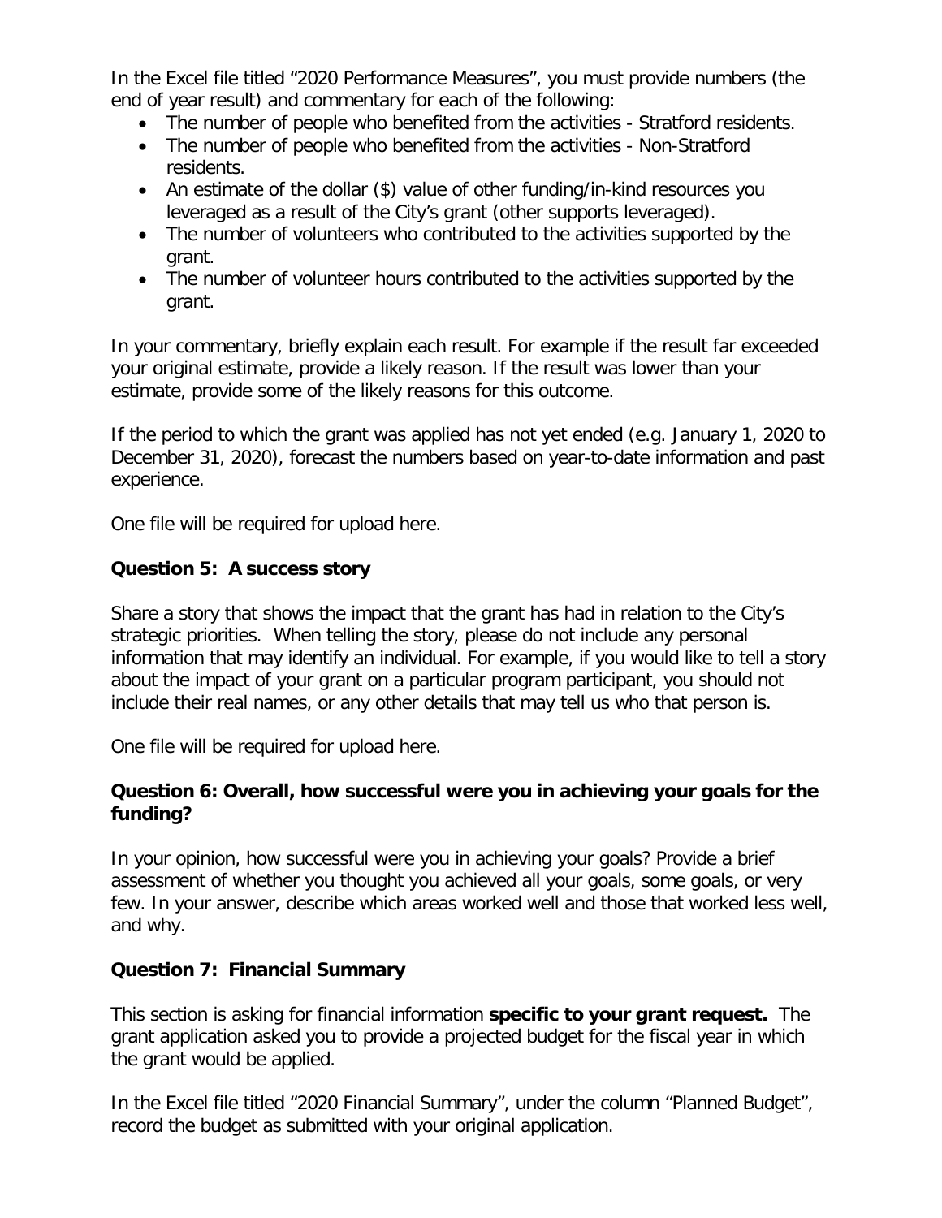In the Excel file titled "2020 Performance Measures", you must provide numbers (the end of year result) and commentary for each of the following:

- The number of people who benefited from the activities - Stratford residents.
- The number of people who benefited from the activities - Non-Stratford residents.
- An estimate of the dollar ($) value of other funding/in-kind resources you leveraged as a result of the City's grant (other supports leveraged).
- The number of volunteers who contributed to the activities supported by the grant.
- The number of volunteer hours contributed to the activities supported by the grant.

In your commentary, briefly explain each result. For example if the result far exceeded your original estimate, provide a likely reason. If the result was lower than your estimate, provide some of the likely reasons for this outcome.

If the period to which the grant was applied has not yet ended (e.g. January 1, 2020 to December 31, 2020), forecast the numbers based on year-to-date information and past experience.

One file will be required for upload here.

### Question 5: A success story

Share a story that shows the impact that the grant has had in relation to the City's strategic priorities. When telling the story, please do not include any personal information that may identify an individual. For example, if you would like to tell a story about the impact of your grant on a particular program participant, you should not include their real names, or any other details that may tell us who that person is.

One file will be required for upload here.

### Question 6: Overall, how successful were you in achieving your goals for the funding?

In your opinion, how successful were you in achieving your goals? Provide a brief assessment of whether you thought you achieved all your goals, some goals, or very few. In your answer, describe which areas worked well and those that worked less well, and why.

### Question 7: Financial Summary

This section is asking for financial information **specific to your grant request.** The grant application asked you to provide a projected budget for the fiscal year in which the grant would be applied.

In the Excel file titled "2020 Financial Summary", under the column "Planned Budget", record the budget as submitted with your original application.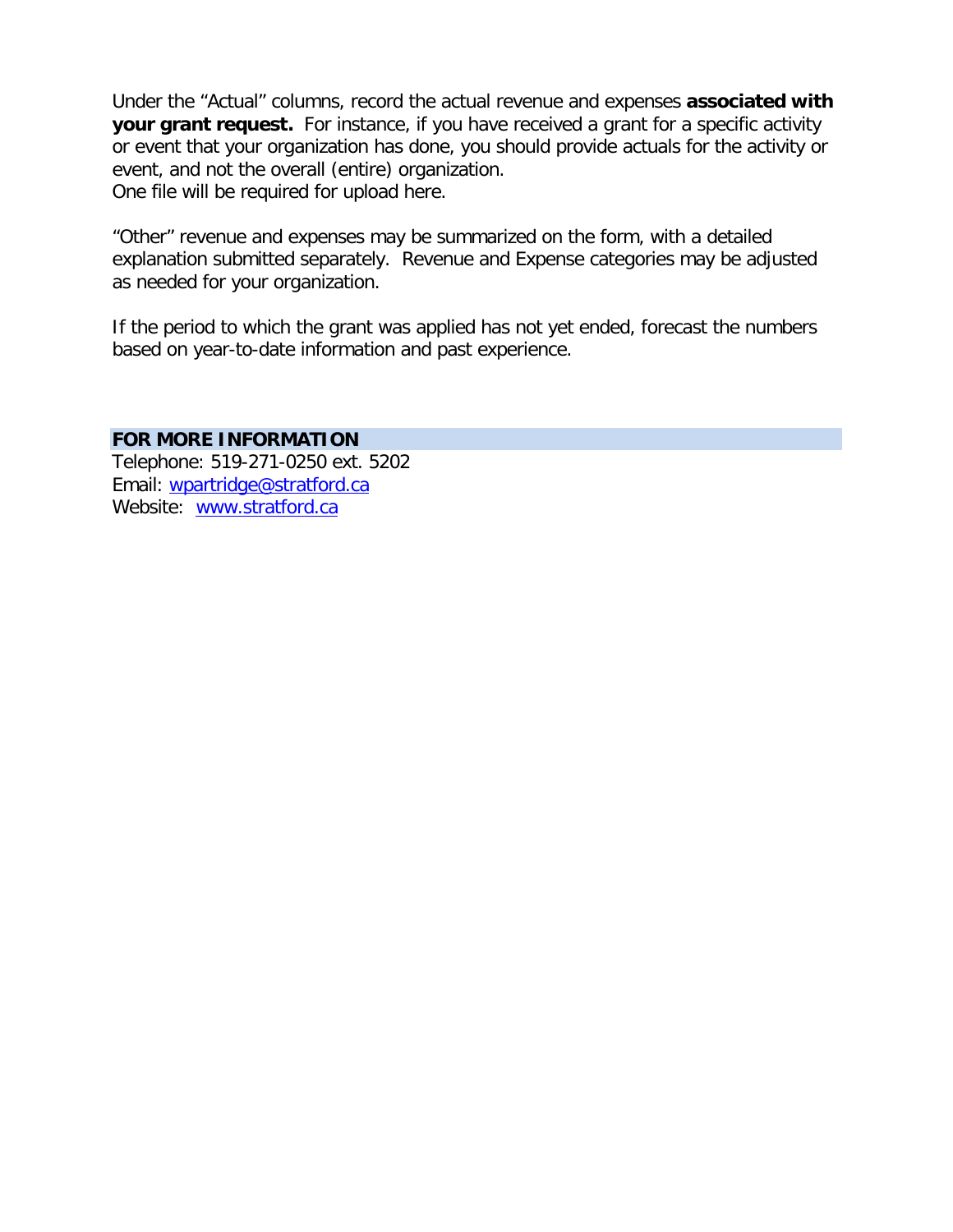Under the “Actual” columns, record the actual revenue and expenses **associated with your grant request.** For instance, if you have received a grant for a specific activity or event that your organization has done, you should provide actuals for the activity or event, and not the overall (entire) organization.
One file will be required for upload here.

“Other” revenue and expenses may be summarized on the form, with a detailed explanation submitted separately. Revenue and Expense categories may be adjusted as needed for your organization.

If the period to which the grant was applied has not yet ended, forecast the numbers based on year-to-date information and past experience.

## FOR MORE INFORMATION

Telephone: 519-271-0250 ext. 5202
Email: [wpartridge@stratford.ca](mailto:wpartridge@stratford.ca)
Website: [www.stratford.ca](http://www.stratford.ca)